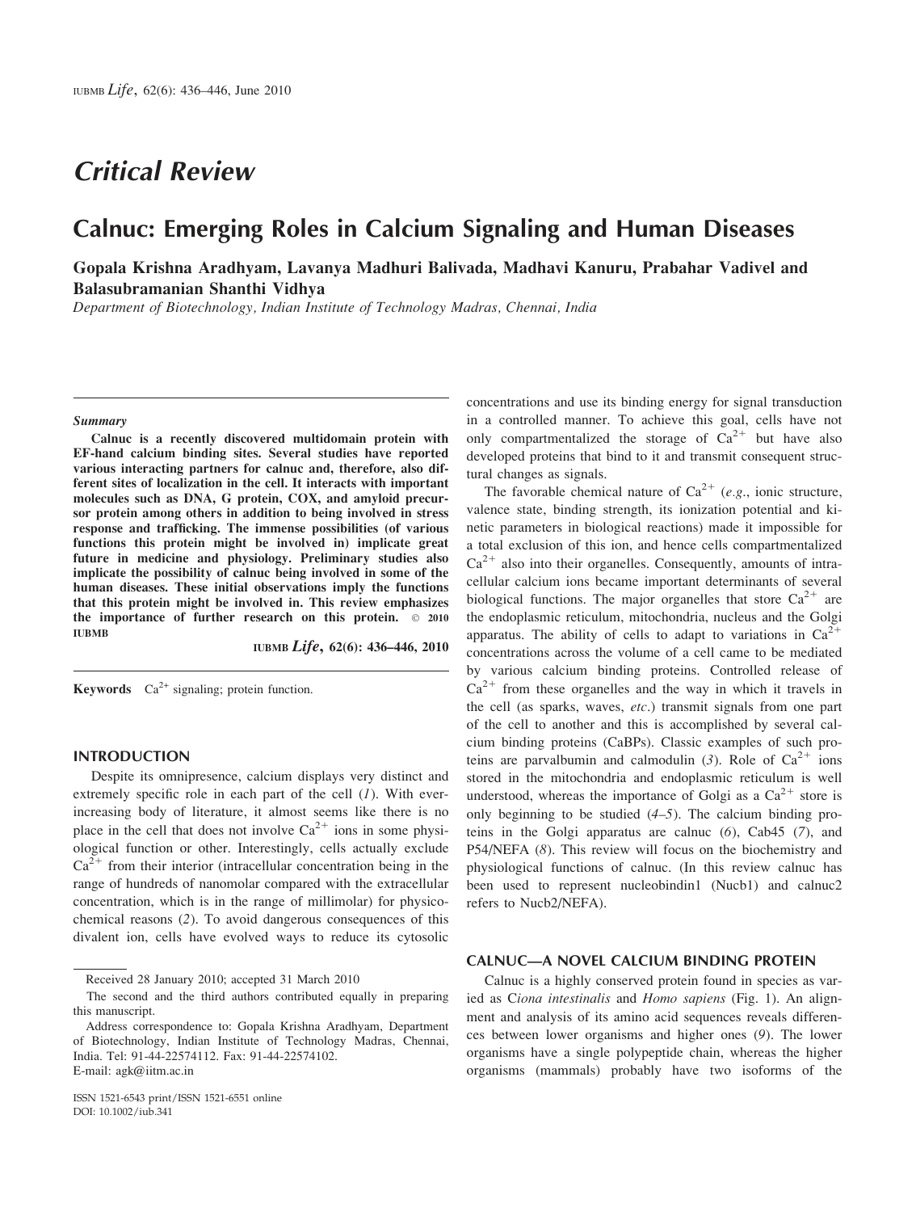# Critical Review

## Calnuc: Emerging Roles in Calcium Signaling and Human Diseases

**Gopala Krishna Aradhyam, Lavanya Madhuri Balivada, Madhavi Kanuru, Prabahar Vadivel and Balasubramanian Shanthi Vidhya**

*Department of Biotechnology, Indian Institute of Technology Madras, Chennai, India*

### *Summary*

**Calnuc is a recently discovered multidomain protein with EF-hand calcium binding sites. Several studies have reported various interacting partners for calnuc and, therefore, also different sites of localization in the cell. It interacts with important molecules such as DNA, G protein, COX, and amyloid precursor protein among others in addition to being involved in stress response and trafficking. The immense possibilities (of various functions this protein might be involved in) implicate great future in medicine and physiology. Preliminary studies also implicate the possibility of calnuc being involved in some of the human diseases. These initial observations imply the functions that this protein might be involved in. This review emphasizes the importance of further research on this protein.** © 2010 IUBMB

IUBMB *Life*, 62(6): 436–446, 2010

**Keywords** $Ca^{2+}$ signaling; protein function.

## INTRODUCTION

Despite its omnipresence, calcium displays very distinct and extremely specific role in each part of the cell (*1*). With ever-increasing body of literature, it almost seems like there is no place in the cell that does not involve $Ca^{2+}$ ions in some physiological function or other. Interestingly, cells actually exclude $Ca^{2+}$ from their interior (intracellular concentration being in the range of hundreds of nanomolar compared with the extracellular concentration, which is in the range of millimolar) for physicochemical reasons (*2*). To avoid dangerous consequences of this divalent ion, cells have evolved ways to reduce its cytosolic concentrations and use its binding energy for signal transduction in a controlled manner. To achieve this goal, cells have not only compartmentalized the storage of $Ca^{2+}$ but have also developed proteins that bind to it and transmit consequent structural changes as signals.

The favorable chemical nature of $Ca^{2+}$ (*e.g.*, ionic structure, valence state, binding strength, its ionization potential and kinetic parameters in biological reactions) made it impossible for a total exclusion of this ion, and hence cells compartmentalized $Ca^{2+}$ also into their organelles. Consequently, amounts of intracellular calcium ions became important determinants of several biological functions. The major organelles that store $Ca^{2+}$ are the endoplasmic reticulum, mitochondria, nucleus and the Golgi apparatus. The ability of cells to adapt to variations in $Ca^{2+}$ concentrations across the volume of a cell came to be mediated by various calcium binding proteins. Controlled release of $Ca^{2+}$ from these organelles and the way in which it travels in the cell (as sparks, waves, *etc.*) transmit signals from one part of the cell to another and this is accomplished by several calcium binding proteins (CaBPs). Classic examples of such proteins are parvalbumin and calmodulin (*3*). Role of $Ca^{2+}$ ions stored in the mitochondria and endoplasmic reticulum is well understood, whereas the importance of Golgi as a $Ca^{2+}$ store is only beginning to be studied (*4–5*). The calcium binding proteins in the Golgi apparatus are calnuc (*6*), Cab45 (*7*), and P54/NEFA (*8*). This review will focus on the biochemistry and physiological functions of calnuc. (In this review calnuc has been used to represent nucleobindin1 (Nucb1) and calnuc2 refers to Nucb2/NEFA).

## CALNUC—A NOVEL CALCIUM BINDING PROTEIN

Calnuc is a highly conserved protein found in species as varied as C*iona intestinalis* and *Homo sapiens* (Fig. 1). An alignment and analysis of its amino acid sequences reveals differences between lower organisms and higher ones (*9*). The lower organisms have a single polypeptide chain, whereas the higher organisms (mammals) probably have two isoforms of the

Received 28 January 2010; accepted 31 March 2010

The second and the third authors contributed equally in preparing this manuscript.

Address correspondence to: Gopala Krishna Aradhyam, Department of Biotechnology, Indian Institute of Technology Madras, Chennai, India. Tel: 91-44-22574112. Fax: 91-44-22574102. E-mail: agk@iitm.ac.in

ISSN 1521-6543 print/ISSN 1521-6551 online
DOI: 10.1002/iub.341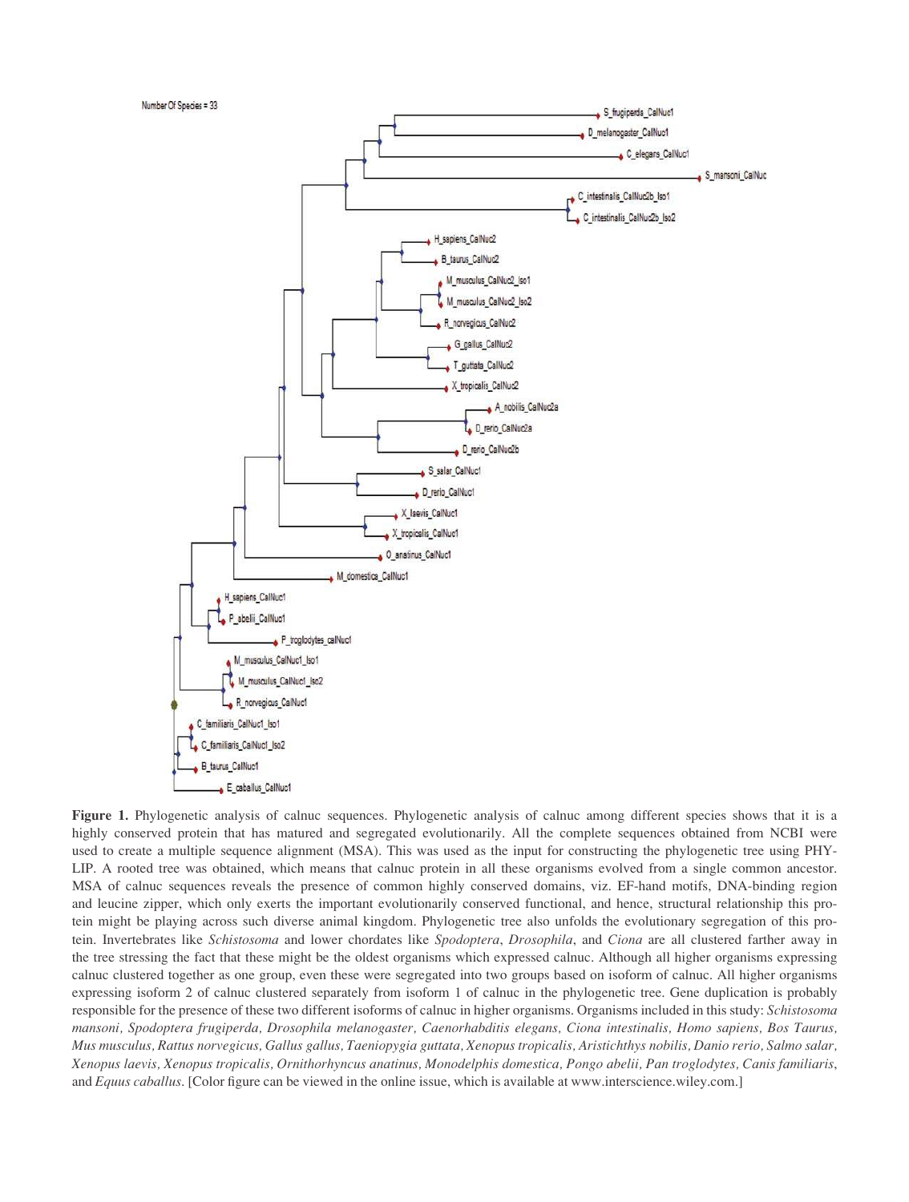**Figure 1.** Phylogenetic analysis of calnuc sequences. Phylogenetic analysis of calnuc among different species shows that it is a highly conserved protein that has matured and segregated evolutionarily. All the complete sequences obtained from NCBI were used to create a multiple sequence alignment (MSA). This was used as the input for constructing the phylogenetic tree using PHYLIP. A rooted tree was obtained, which means that calnuc protein in all these organisms evolved from a single common ancestor. MSA of calnuc sequences reveals the presence of common highly conserved domains, viz. EF-hand motifs, DNA-binding region and leucine zipper, which only exerts the important evolutionarily conserved functional, and hence, structural relationship this protein might be playing across such diverse animal kingdom. Phylogenetic tree also unfolds the evolutionary segregation of this protein. Invertebrates like *Schistosoma* and lower chordates like *Spodoptera*, *Drosophila*, and *Ciona* are all clustered farther away in the tree stressing the fact that these might be the oldest organisms which expressed calnuc. Although all higher organisms expressing calnuc clustered together as one group, even these were segregated into two groups based on isoform of calnuc. All higher organisms expressing isoform 2 of calnuc clustered separately from isoform 1 of calnuc in the phylogenetic tree. Gene duplication is probably responsible for the presence of these two different isoforms of calnuc in higher organisms. Organisms included in this study: *Schistosoma mansoni, Spodoptera frugiperda, Drosophila melanogaster, Caenorhabditis elegans, Ciona intestinalis, Homo sapiens, Bos Taurus, Mus musculus, Rattus norvegicus, Gallus gallus, Taeniopygia guttata, Xenopus tropicalis, Aristichthys nobilis, Danio rerio, Salmo salar, Xenopus laevis, Xenopus tropicalis, Ornithorhyncus anatinus, Monodelphis domestica, Pongo abelii, Pan troglodytes, Canis familiaris*, and *Equus caballus*. [Color figure can be viewed in the online issue, which is available at www.interscience.wiley.com.]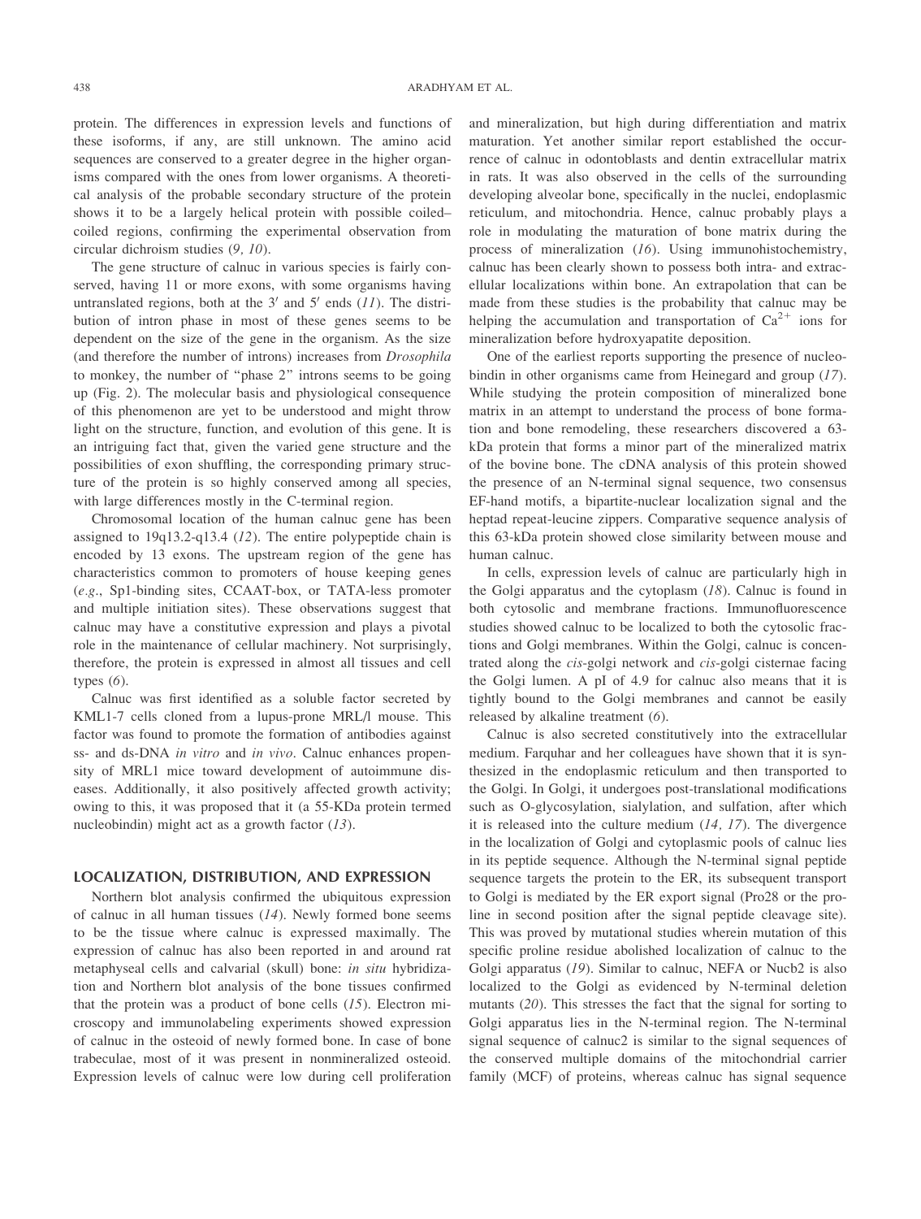protein. The differences in expression levels and functions of these isoforms, if any, are still unknown. The amino acid sequences are conserved to a greater degree in the higher organisms compared with the ones from lower organisms. A theoretical analysis of the probable secondary structure of the protein shows it to be a largely helical protein with possible coiled–coiled regions, confirming the experimental observation from circular dichroism studies (*9, 10*).

The gene structure of calnuc in various species is fairly conserved, having 11 or more exons, with some organisms having untranslated regions, both at the 3′ and 5′ ends (*11*). The distribution of intron phase in most of these genes seems to be dependent on the size of the gene in the organism. As the size (and therefore the number of introns) increases from *Drosophila* to monkey, the number of "phase 2" introns seems to be going up (Fig. 2). The molecular basis and physiological consequence of this phenomenon are yet to be understood and might throw light on the structure, function, and evolution of this gene. It is an intriguing fact that, given the varied gene structure and the possibilities of exon shuffling, the corresponding primary structure of the protein is so highly conserved among all species, with large differences mostly in the C-terminal region.

Chromosomal location of the human calnuc gene has been assigned to 19q13.2-q13.4 (*12*). The entire polypeptide chain is encoded by 13 exons. The upstream region of the gene has characteristics common to promoters of house keeping genes (*e.g*., Sp1-binding sites, CCAAT-box, or TATA-less promoter and multiple initiation sites). These observations suggest that calnuc may have a constitutive expression and plays a pivotal role in the maintenance of cellular machinery. Not surprisingly, therefore, the protein is expressed in almost all tissues and cell types (*6*).

Calnuc was first identified as a soluble factor secreted by KML1-7 cells cloned from a lupus-prone MRL/l mouse. This factor was found to promote the formation of antibodies against ss- and ds-DNA *in vitro* and *in vivo*. Calnuc enhances propensity of MRL1 mice toward development of autoimmune diseases. Additionally, it also positively affected growth activity; owing to this, it was proposed that it (a 55-KDa protein termed nucleobindin) might act as a growth factor (*13*).

## LOCALIZATION, DISTRIBUTION, AND EXPRESSION

Northern blot analysis confirmed the ubiquitous expression of calnuc in all human tissues (*14*). Newly formed bone seems to be the tissue where calnuc is expressed maximally. The expression of calnuc has also been reported in and around rat metaphyseal cells and calvarial (skull) bone: *in situ* hybridization and Northern blot analysis of the bone tissues confirmed that the protein was a product of bone cells (*15*). Electron microscopy and immunolabeling experiments showed expression of calnuc in the osteoid of newly formed bone. In case of bone trabeculae, most of it was present in nonmineralized osteoid. Expression levels of calnuc were low during cell proliferation and mineralization, but high during differentiation and matrix maturation. Yet another similar report established the occurrence of calnuc in odontoblasts and dentin extracellular matrix in rats. It was also observed in the cells of the surrounding developing alveolar bone, specifically in the nuclei, endoplasmic reticulum, and mitochondria. Hence, calnuc probably plays a role in modulating the maturation of bone matrix during the process of mineralization (*16*). Using immunohistochemistry, calnuc has been clearly shown to possess both intra- and extracellular localizations within bone. An extrapolation that can be made from these studies is the probability that calnuc may be helping the accumulation and transportation of $Ca^{2+}$ ions for mineralization before hydroxyapatite deposition.

One of the earliest reports supporting the presence of nucleobindin in other organisms came from Heinegard and group (*17*). While studying the protein composition of mineralized bone matrix in an attempt to understand the process of bone formation and bone remodeling, these researchers discovered a 63-kDa protein that forms a minor part of the mineralized matrix of the bovine bone. The cDNA analysis of this protein showed the presence of an N-terminal signal sequence, two consensus EF-hand motifs, a bipartite-nuclear localization signal and the heptad repeat-leucine zippers. Comparative sequence analysis of this 63-kDa protein showed close similarity between mouse and human calnuc.

In cells, expression levels of calnuc are particularly high in the Golgi apparatus and the cytoplasm (*18*). Calnuc is found in both cytosolic and membrane fractions. Immunofluorescence studies showed calnuc to be localized to both the cytosolic fractions and Golgi membranes. Within the Golgi, calnuc is concentrated along the *cis*-golgi network and *cis*-golgi cisternae facing the Golgi lumen. A pI of 4.9 for calnuc also means that it is tightly bound to the Golgi membranes and cannot be easily released by alkaline treatment (*6*).

Calnuc is also secreted constitutively into the extracellular medium. Farquhar and her colleagues have shown that it is synthesized in the endoplasmic reticulum and then transported to the Golgi. In Golgi, it undergoes post-translational modifications such as O-glycosylation, sialylation, and sulfation, after which it is released into the culture medium (*14, 17*). The divergence in the localization of Golgi and cytoplasmic pools of calnuc lies in its peptide sequence. Although the N-terminal signal peptide sequence targets the protein to the ER, its subsequent transport to Golgi is mediated by the ER export signal (Pro28 or the proline in second position after the signal peptide cleavage site). This was proved by mutational studies wherein mutation of this specific proline residue abolished localization of calnuc to the Golgi apparatus (*19*). Similar to calnuc, NEFA or Nucb2 is also localized to the Golgi as evidenced by N-terminal deletion mutants (*20*). This stresses the fact that the signal for sorting to Golgi apparatus lies in the N-terminal region. The N-terminal signal sequence of calnuc2 is similar to the signal sequences of the conserved multiple domains of the mitochondrial carrier family (MCF) of proteins, whereas calnuc has signal sequence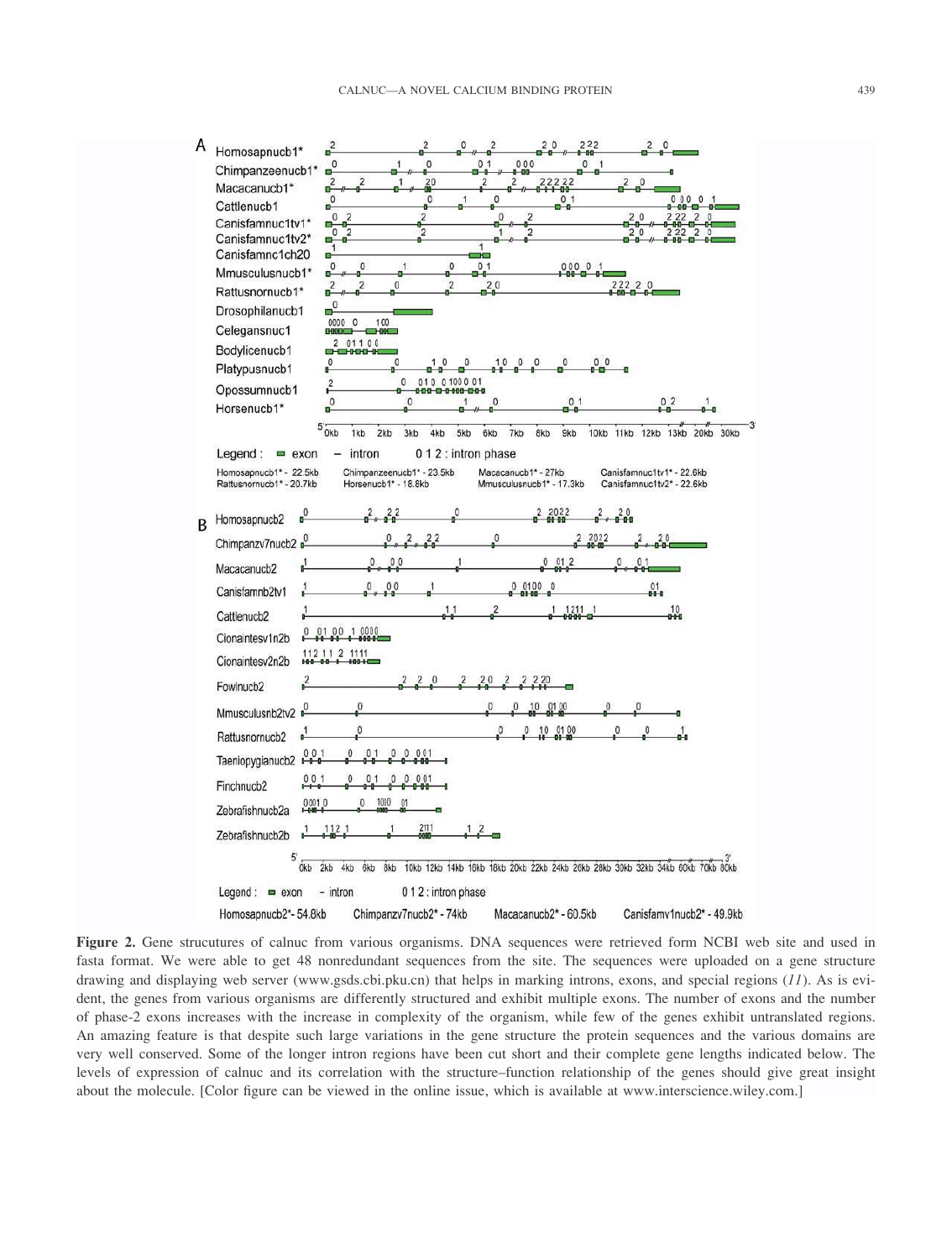**Figure 2.** Gene strucutures of calnuc from various organisms. DNA sequences were retrieved form NCBI web site and used in fasta format. We were able to get 48 nonredundant sequences from the site. The sequences were uploaded on a gene structure drawing and displaying web server (www.gsds.cbi.pku.cn) that helps in marking introns, exons, and special regions (*11*). As is evident, the genes from various organisms are differently structured and exhibit multiple exons. The number of exons and the number of phase-2 exons increases with the increase in complexity of the organism, while few of the genes exhibit untranslated regions. An amazing feature is that despite such large variations in the gene structure the protein sequences and the various domains are very well conserved. Some of the longer intron regions have been cut short and their complete gene lengths indicated below. The levels of expression of calnuc and its correlation with the structure–function relationship of the genes should give great insight about the molecule. [Color figure can be viewed in the online issue, which is available at www.interscience.wiley.com.]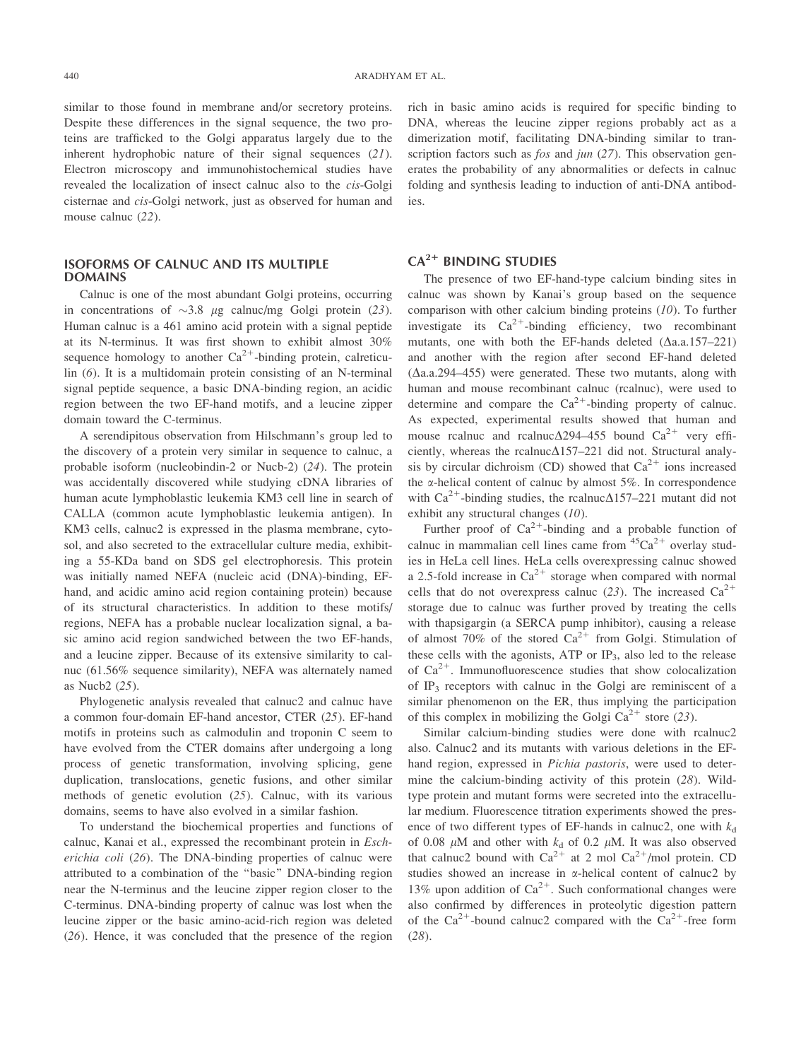similar to those found in membrane and/or secretory proteins. Despite these differences in the signal sequence, the two proteins are trafficked to the Golgi apparatus largely due to the inherent hydrophobic nature of their signal sequences (*21*). Electron microscopy and immunohistochemical studies have revealed the localization of insect calnuc also to the *cis*-Golgi cisternae and *cis*-Golgi network, just as observed for human and mouse calnuc (*22*).

## ISOFORMS OF CALNUC AND ITS MULTIPLE DOMAINS

Calnuc is one of the most abundant Golgi proteins, occurring in concentrations of ~3.8 μg calnuc/mg Golgi protein (*23*). Human calnuc is a 461 amino acid protein with a signal peptide at its N-terminus. It was first shown to exhibit almost 30% sequence homology to another $Ca^{2+}$-binding protein, calreticulin (*6*). It is a multidomain protein consisting of an N-terminal signal peptide sequence, a basic DNA-binding region, an acidic region between the two EF-hand motifs, and a leucine zipper domain toward the C-terminus.

A serendipitous observation from Hilschmann's group led to the discovery of a protein very similar in sequence to calnuc, a probable isoform (nucleobindin-2 or Nucb-2) (*24*). The protein was accidentally discovered while studying cDNA libraries of human acute lymphoblastic leukemia KM3 cell line in search of CALLA (common acute lymphoblastic leukemia antigen). In KM3 cells, calnuc2 is expressed in the plasma membrane, cytosol, and also secreted to the extracellular culture media, exhibiting a 55-KDa band on SDS gel electrophoresis. This protein was initially named NEFA (nucleic acid (DNA)-binding, EF-hand, and acidic amino acid region containing protein) because of its structural characteristics. In addition to these motifs/regions, NEFA has a probable nuclear localization signal, a basic amino acid region sandwiched between the two EF-hands, and a leucine zipper. Because of its extensive similarity to calnuc (61.56% sequence similarity), NEFA was alternately named as Nucb2 (*25*).

Phylogenetic analysis revealed that calnuc2 and calnuc have a common four-domain EF-hand ancestor, CTER (*25*). EF-hand motifs in proteins such as calmodulin and troponin C seem to have evolved from the CTER domains after undergoing a long process of genetic transformation, involving splicing, gene duplication, translocations, genetic fusions, and other similar methods of genetic evolution (*25*). Calnuc, with its various domains, seems to have also evolved in a similar fashion.

To understand the biochemical properties and functions of calnuc, Kanai et al., expressed the recombinant protein in *Escherichia coli* (*26*). The DNA-binding properties of calnuc were attributed to a combination of the "basic" DNA-binding region near the N-terminus and the leucine zipper region closer to the C-terminus. DNA-binding property of calnuc was lost when the leucine zipper or the basic amino-acid-rich region was deleted (*26*). Hence, it was concluded that the presence of the region rich in basic amino acids is required for specific binding to DNA, whereas the leucine zipper regions probably act as a dimerization motif, facilitating DNA-binding similar to transcription factors such as *fos* and *jun* (*27*). This observation generates the probability of any abnormalities or defects in calnuc folding and synthesis leading to induction of anti-DNA antibodies.

## $CA^{2+}$ BINDING STUDIES

The presence of two EF-hand-type calcium binding sites in calnuc was shown by Kanai's group based on the sequence comparison with other calcium binding proteins (*10*). To further investigate its $Ca^{2+}$-binding efficiency, two recombinant mutants, one with both the EF-hands deleted (Δa.a.157–221) and another with the region after second EF-hand deleted (Δa.a.294–455) were generated. These two mutants, along with human and mouse recombinant calnuc (rcalnuc), were used to determine and compare the $Ca^{2+}$-binding property of calnuc. As expected, experimental results showed that human and mouse rcalnuc and rcalnucΔ294–455 bound $Ca^{2+}$ very efficiently, whereas the rcalnucΔ157–221 did not. Structural analysis by circular dichroism (CD) showed that $Ca^{2+}$ ions increased the α-helical content of calnuc by almost 5%. In correspondence with $Ca^{2+}$-binding studies, the rcalnucΔ157–221 mutant did not exhibit any structural changes (*10*).

Further proof of $Ca^{2+}$-binding and a probable function of calnuc in mammalian cell lines came from $^{45}Ca^{2+}$ overlay studies in HeLa cell lines. HeLa cells overexpressing calnuc showed a 2.5-fold increase in $Ca^{2+}$ storage when compared with normal cells that do not overexpress calnuc (*23*). The increased $Ca^{2+}$ storage due to calnuc was further proved by treating the cells with thapsigargin (a SERCA pump inhibitor), causing a release of almost 70% of the stored $Ca^{2+}$ from Golgi. Stimulation of these cells with the agonists, ATP or $IP_3$, also led to the release of $Ca^{2+}$. Immunofluorescence studies that show colocalization of $IP_3$ receptors with calnuc in the Golgi are reminiscent of a similar phenomenon on the ER, thus implying the participation of this complex in mobilizing the Golgi $Ca^{2+}$ store (*23*).

Similar calcium-binding studies were done with rcalnuc2 also. Calnuc2 and its mutants with various deletions in the EF-hand region, expressed in *Pichia pastoris*, were used to determine the calcium-binding activity of this protein (*28*). Wild-type protein and mutant forms were secreted into the extracellular medium. Fluorescence titration experiments showed the presence of two different types of EF-hands in calnuc2, one with $k_d$ of 0.08 μM and other with $k_d$ of 0.2 μM. It was also observed that calnuc2 bound with $Ca^{2+}$ at 2 mol $Ca^{2+}$/mol protein. CD studies showed an increase in α-helical content of calnuc2 by 13% upon addition of $Ca^{2+}$. Such conformational changes were also confirmed by differences in proteolytic digestion pattern of the $Ca^{2+}$-bound calnuc2 compared with the $Ca^{2+}$-free form (*28*).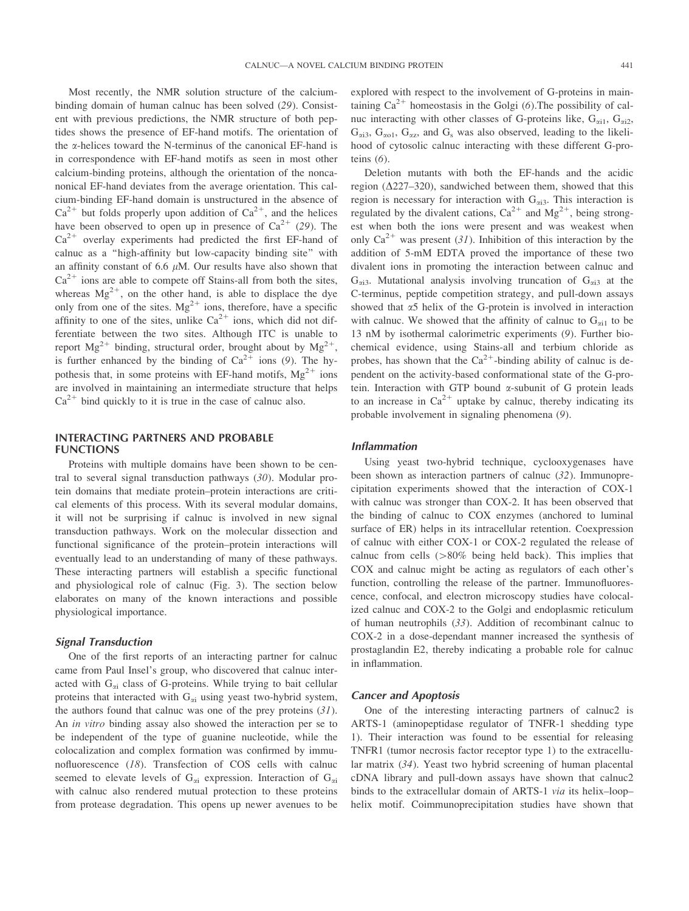Most recently, the NMR solution structure of the calcium-binding domain of human calnuc has been solved (29). Consistent with previous predictions, the NMR structure of both peptides shows the presence of EF-hand motifs. The orientation of the α-helices toward the N-terminus of the canonical EF-hand is in correspondence with EF-hand motifs as seen in most other calcium-binding proteins, although the orientation of the noncanonical EF-hand deviates from the average orientation. This calcium-binding EF-hand domain is unstructured in the absence of $Ca^{2+}$ but folds properly upon addition of $Ca^{2+}$, and the helices have been observed to open up in presence of $Ca^{2+}$ (29). The $Ca^{2+}$ overlay experiments had predicted the first EF-hand of calnuc as a "high-affinity but low-capacity binding site" with an affinity constant of 6.6 $\mu$M. Our results have also shown that $Ca^{2+}$ ions are able to compete off Stains-all from both the sites, whereas $Mg^{2+}$, on the other hand, is able to displace the dye only from one of the sites. $Mg^{2+}$ ions, therefore, have a specific affinity to one of the sites, unlike $Ca^{2+}$ ions, which did not differentiate between the two sites. Although ITC is unable to report $Mg^{2+}$ binding, structural order, brought about by $Mg^{2+}$, is further enhanced by the binding of $Ca^{2+}$ ions (9). The hypothesis that, in some proteins with EF-hand motifs, $Mg^{2+}$ ions are involved in maintaining an intermediate structure that helps $Ca^{2+}$ bind quickly to it is true in the case of calnuc also.

## INTERACTING PARTNERS AND PROBABLE FUNCTIONS

Proteins with multiple domains have been shown to be central to several signal transduction pathways (30). Modular protein domains that mediate protein–protein interactions are critical elements of this process. With its several modular domains, it will not be surprising if calnuc is involved in new signal transduction pathways. Work on the molecular dissection and functional significance of the protein–protein interactions will eventually lead to an understanding of many of these pathways. These interacting partners will establish a specific functional and physiological role of calnuc (Fig. 3). The section below elaborates on many of the known interactions and possible physiological importance.

### *Signal Transduction*

One of the first reports of an interacting partner for calnuc came from Paul Insel's group, who discovered that calnuc interacted with $G_{\alpha i}$ class of G-proteins. While trying to bait cellular proteins that interacted with $G_{\alpha i}$ using yeast two-hybrid system, the authors found that calnuc was one of the prey proteins (31). An *in vitro* binding assay also showed the interaction per se to be independent of the type of guanine nucleotide, while the colocalization and complex formation was confirmed by immunofluorescence (18). Transfection of COS cells with calnuc seemed to elevate levels of $G_{\alpha i}$ expression. Interaction of $G_{\alpha i}$ with calnuc also rendered mutual protection to these proteins from protease degradation. This opens up newer avenues to be explored with respect to the involvement of G-proteins in maintaining $Ca^{2+}$ homeostasis in the Golgi (6).The possibility of calnuc interacting with other classes of G-proteins like, $G_{\alpha i1}$, $G_{\alpha i2}$, $G_{\alpha i3}$, $G_{\alpha o1}$, $G_{\alpha z}$, and $G_s$ was also observed, leading to the likelihood of cytosolic calnuc interacting with these different G-proteins (6).

Deletion mutants with both the EF-hands and the acidic region (Δ227–320), sandwiched between them, showed that this region is necessary for interaction with $G_{\alpha i3}$. This interaction is regulated by the divalent cations, $Ca^{2+}$ and $Mg^{2+}$, being strongest when both the ions were present and was weakest when only $Ca^{2+}$ was present (31). Inhibition of this interaction by the addition of 5-mM EDTA proved the importance of these two divalent ions in promoting the interaction between calnuc and $G_{\alpha i3}$. Mutational analysis involving truncation of $G_{\alpha i3}$ at the C-terminus, peptide competition strategy, and pull-down assays showed that α5 helix of the G-protein is involved in interaction with calnuc. We showed that the affinity of calnuc to $G_{\alpha i1}$ to be 13 nM by isothermal calorimetric experiments (9). Further biochemical evidence, using Stains-all and terbium chloride as probes, has shown that the $Ca^{2+}$-binding ability of calnuc is dependent on the activity-based conformational state of the G-protein. Interaction with GTP bound α-subunit of G protein leads to an increase in $Ca^{2+}$ uptake by calnuc, thereby indicating its probable involvement in signaling phenomena (9).

### *Inflammation*

Using yeast two-hybrid technique, cyclooxygenases have been shown as interaction partners of calnuc (32). Immunoprecipitation experiments showed that the interaction of COX-1 with calnuc was stronger than COX-2. It has been observed that the binding of calnuc to COX enzymes (anchored to luminal surface of ER) helps in its intracellular retention. Coexpression of calnuc with either COX-1 or COX-2 regulated the release of calnuc from cells (>80% being held back). This implies that COX and calnuc might be acting as regulators of each other's function, controlling the release of the partner. Immunofluorescence, confocal, and electron microscopy studies have colocalized calnuc and COX-2 to the Golgi and endoplasmic reticulum of human neutrophils (33). Addition of recombinant calnuc to COX-2 in a dose-dependant manner increased the synthesis of prostaglandin E2, thereby indicating a probable role for calnuc in inflammation.

### *Cancer and Apoptosis*

One of the interesting interacting partners of calnuc2 is ARTS-1 (aminopeptidase regulator of TNFR-1 shedding type 1). Their interaction was found to be essential for releasing TNFR1 (tumor necrosis factor receptor type 1) to the extracellular matrix (34). Yeast two hybrid screening of human placental cDNA library and pull-down assays have shown that calnuc2 binds to the extracellular domain of ARTS-1 *via* its helix–loop–helix motif. Coimmunoprecipitation studies have shown that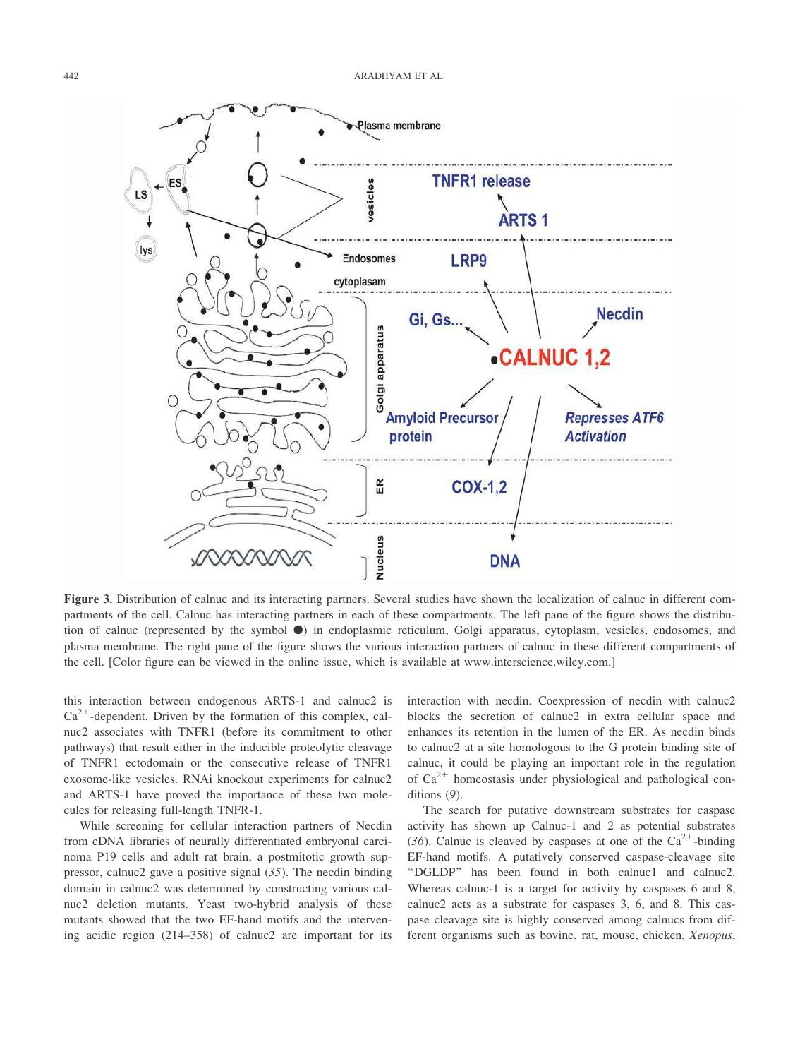**Figure 3.** Distribution of calnuc and its interacting partners. Several studies have shown the localization of calnuc in different compartments of the cell. Calnuc has interacting partners in each of these compartments. The left pane of the figure shows the distribution of calnuc (represented by the symbol ●) in endoplasmic reticulum, Golgi apparatus, cytoplasm, vesicles, endosomes, and plasma membrane. The right pane of the figure shows the various interaction partners of calnuc in these different compartments of the cell. [Color figure can be viewed in the online issue, which is available at www.interscience.wiley.com.]

this interaction between endogenous ARTS-1 and calnuc2 is $Ca^{2+}$-dependent. Driven by the formation of this complex, calnuc2 associates with TNFR1 (before its commitment to other pathways) that result either in the inducible proteolytic cleavage of TNFR1 ectodomain or the consecutive release of TNFR1 exosome-like vesicles. RNAi knockout experiments for calnuc2 and ARTS-1 have proved the importance of these two molecules for releasing full-length TNFR-1.

While screening for cellular interaction partners of Necdin from cDNA libraries of neurally differentiated embryonal carcinoma P19 cells and adult rat brain, a postmitotic growth suppressor, calnuc2 gave a positive signal (*35*). The necdin binding domain in calnuc2 was determined by constructing various calnuc2 deletion mutants. Yeast two-hybrid analysis of these mutants showed that the two EF-hand motifs and the intervening acidic region (214–358) of calnuc2 are important for its interaction with necdin. Coexpression of necdin with calnuc2 blocks the secretion of calnuc2 in extra cellular space and enhances its retention in the lumen of the ER. As necdin binds to calnuc2 at a site homologous to the G protein binding site of calnuc, it could be playing an important role in the regulation of $Ca^{2+}$ homeostasis under physiological and pathological conditions (*9*).

The search for putative downstream substrates for caspase activity has shown up Calnuc-1 and 2 as potential substrates (*36*). Calnuc is cleaved by caspases at one of the $Ca^{2+}$-binding EF-hand motifs. A putatively conserved caspase-cleavage site "DGLDP" has been found in both calnuc1 and calnuc2. Whereas calnuc-1 is a target for activity by caspases 6 and 8, calnuc2 acts as a substrate for caspases 3, 6, and 8. This caspase cleavage site is highly conserved among calnucs from different organisms such as bovine, rat, mouse, chicken, *Xenopus*,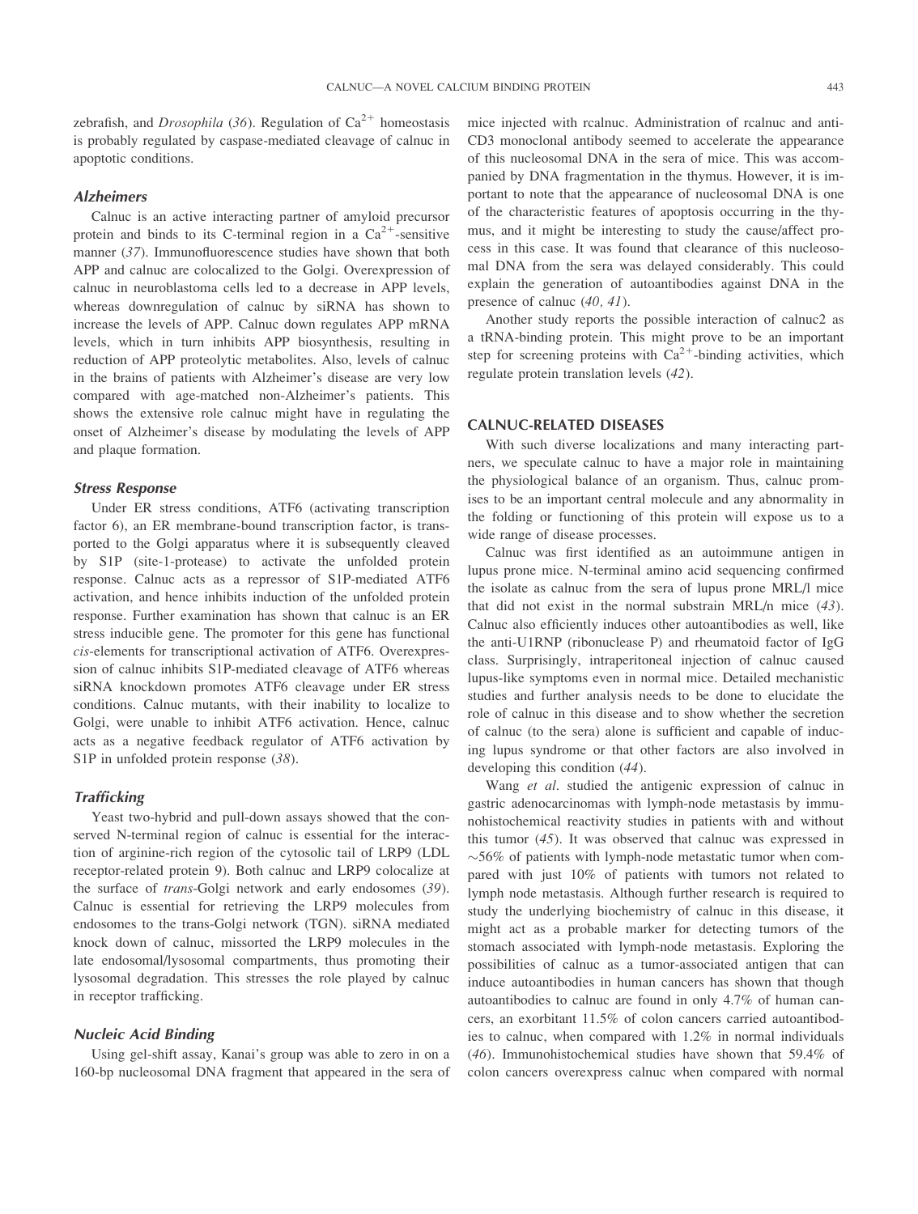zebrafish, and *Drosophila* (36). Regulation of $Ca^{2+}$ homeostasis is probably regulated by caspase-mediated cleavage of calnuc in apoptotic conditions.

### Alzheimers

Calnuc is an active interacting partner of amyloid precursor protein and binds to its C-terminal region in a $Ca^{2+}$-sensitive manner (37). Immunofluorescence studies have shown that both APP and calnuc are colocalized to the Golgi. Overexpression of calnuc in neuroblastoma cells led to a decrease in APP levels, whereas downregulation of calnuc by siRNA has shown to increase the levels of APP. Calnuc down regulates APP mRNA levels, which in turn inhibits APP biosynthesis, resulting in reduction of APP proteolytic metabolites. Also, levels of calnuc in the brains of patients with Alzheimer's disease are very low compared with age-matched non-Alzheimer's patients. This shows the extensive role calnuc might have in regulating the onset of Alzheimer's disease by modulating the levels of APP and plaque formation.

### Stress Response

Under ER stress conditions, ATF6 (activating transcription factor 6), an ER membrane-bound transcription factor, is transported to the Golgi apparatus where it is subsequently cleaved by S1P (site-1-protease) to activate the unfolded protein response. Calnuc acts as a repressor of S1P-mediated ATF6 activation, and hence inhibits induction of the unfolded protein response. Further examination has shown that calnuc is an ER stress inducible gene. The promoter for this gene has functional *cis*-elements for transcriptional activation of ATF6. Overexpression of calnuc inhibits S1P-mediated cleavage of ATF6 whereas siRNA knockdown promotes ATF6 cleavage under ER stress conditions. Calnuc mutants, with their inability to localize to Golgi, were unable to inhibit ATF6 activation. Hence, calnuc acts as a negative feedback regulator of ATF6 activation by S1P in unfolded protein response (38).

### Trafficking

Yeast two-hybrid and pull-down assays showed that the conserved N-terminal region of calnuc is essential for the interaction of arginine-rich region of the cytosolic tail of LRP9 (LDL receptor-related protein 9). Both calnuc and LRP9 colocalize at the surface of *trans*-Golgi network and early endosomes (39). Calnuc is essential for retrieving the LRP9 molecules from endosomes to the trans-Golgi network (TGN). siRNA mediated knock down of calnuc, missorted the LRP9 molecules in the late endosomal/lysosomal compartments, thus promoting their lysosomal degradation. This stresses the role played by calnuc in receptor trafficking.

### Nucleic Acid Binding

Using gel-shift assay, Kanai's group was able to zero in on a 160-bp nucleosomal DNA fragment that appeared in the sera of mice injected with rcalnuc. Administration of rcalnuc and anti-CD3 monoclonal antibody seemed to accelerate the appearance of this nucleosomal DNA in the sera of mice. This was accompanied by DNA fragmentation in the thymus. However, it is important to note that the appearance of nucleosomal DNA is one of the characteristic features of apoptosis occurring in the thymus, and it might be interesting to study the cause/affect process in this case. It was found that clearance of this nucleosomal DNA from the sera was delayed considerably. This could explain the generation of autoantibodies against DNA in the presence of calnuc (40, 41).

Another study reports the possible interaction of calnuc2 as a tRNA-binding protein. This might prove to be an important step for screening proteins with $Ca^{2+}$-binding activities, which regulate protein translation levels (42).

## CALNUC-RELATED DISEASES

With such diverse localizations and many interacting partners, we speculate calnuc to have a major role in maintaining the physiological balance of an organism. Thus, calnuc promises to be an important central molecule and any abnormality in the folding or functioning of this protein will expose us to a wide range of disease processes.

Calnuc was first identified as an autoimmune antigen in lupus prone mice. N-terminal amino acid sequencing confirmed the isolate as calnuc from the sera of lupus prone MRL/l mice that did not exist in the normal substrain MRL/n mice (43). Calnuc also efficiently induces other autoantibodies as well, like the anti-U1RNP (ribonuclease P) and rheumatoid factor of IgG class. Surprisingly, intraperitoneal injection of calnuc caused lupus-like symptoms even in normal mice. Detailed mechanistic studies and further analysis needs to be done to elucidate the role of calnuc in this disease and to show whether the secretion of calnuc (to the sera) alone is sufficient and capable of inducing lupus syndrome or that other factors are also involved in developing this condition (44).

Wang *et al*. studied the antigenic expression of calnuc in gastric adenocarcinomas with lymph-node metastasis by immunohistochemical reactivity studies in patients with and without this tumor (45). It was observed that calnuc was expressed in ~56% of patients with lymph-node metastatic tumor when compared with just 10% of patients with tumors not related to lymph node metastasis. Although further research is required to study the underlying biochemistry of calnuc in this disease, it might act as a probable marker for detecting tumors of the stomach associated with lymph-node metastasis. Exploring the possibilities of calnuc as a tumor-associated antigen that can induce autoantibodies in human cancers has shown that though autoantibodies to calnuc are found in only 4.7% of human cancers, an exorbitant 11.5% of colon cancers carried autoantibodies to calnuc, when compared with 1.2% in normal individuals (46). Immunohistochemical studies have shown that 59.4% of colon cancers overexpress calnuc when compared with normal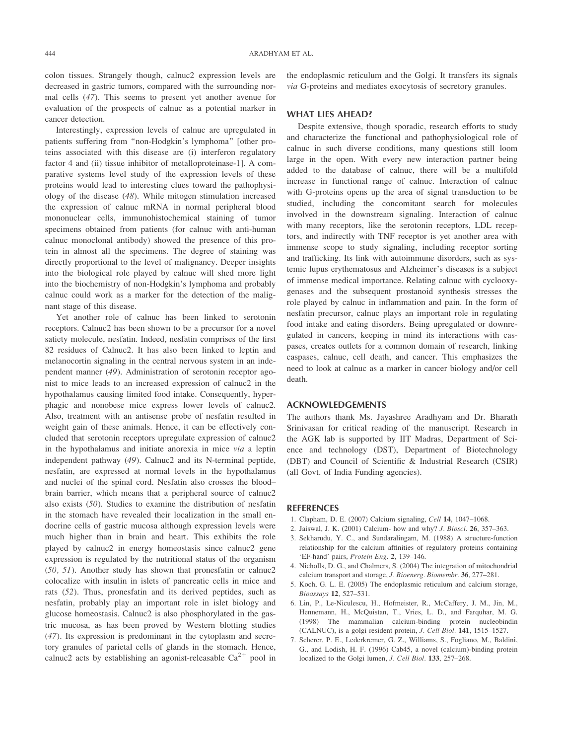colon tissues. Strangely though, calnuc2 expression levels are decreased in gastric tumors, compared with the surrounding normal cells (*47*). This seems to present yet another avenue for evaluation of the prospects of calnuc as a potential marker in cancer detection.

Interestingly, expression levels of calnuc are upregulated in patients suffering from "non-Hodgkin's lymphoma" [other proteins associated with this disease are (i) interferon regulatory factor 4 and (ii) tissue inhibitor of metalloproteinase-1]. A comparative systems level study of the expression levels of these proteins would lead to interesting clues toward the pathophysiology of the disease (*48*). While mitogen stimulation increased the expression of calnuc mRNA in normal peripheral blood mononuclear cells, immunohistochemical staining of tumor specimens obtained from patients (for calnuc with anti-human calnuc monoclonal antibody) showed the presence of this protein in almost all the specimens. The degree of staining was directly proportional to the level of malignancy. Deeper insights into the biological role played by calnuc will shed more light into the biochemistry of non-Hodgkin's lymphoma and probably calnuc could work as a marker for the detection of the malignant stage of this disease.

Yet another role of calnuc has been linked to serotonin receptors. Calnuc2 has been shown to be a precursor for a novel satiety molecule, nesfatin. Indeed, nesfatin comprises of the first 82 residues of Calnuc2. It has also been linked to leptin and melanocortin signaling in the central nervous system in an independent manner (*49*). Administration of serotonin receptor agonist to mice leads to an increased expression of calnuc2 in the hypothalamus causing limited food intake. Consequently, hyperphagic and nonobese mice express lower levels of calnuc2. Also, treatment with an antisense probe of nesfatin resulted in weight gain of these animals. Hence, it can be effectively concluded that serotonin receptors upregulate expression of calnuc2 in the hypothalamus and initiate anorexia in mice *via* a leptin independent pathway (*49*). Calnuc2 and its N-terminal peptide, nesfatin, are expressed at normal levels in the hypothalamus and nuclei of the spinal cord. Nesfatin also crosses the blood–brain barrier, which means that a peripheral source of calnuc2 also exists (*50*). Studies to examine the distribution of nesfatin in the stomach have revealed their localization in the small endocrine cells of gastric mucosa although expression levels were much higher than in brain and heart. This exhibits the role played by calnuc2 in energy homeostasis since calnuc2 gene expression is regulated by the nutritional status of the organism (*50, 51*). Another study has shown that pronesfatin or calnuc2 colocalize with insulin in islets of pancreatic cells in mice and rats (*52*). Thus, pronesfatin and its derived peptides, such as nesfatin, probably play an important role in islet biology and glucose homeostasis. Calnuc2 is also phosphorylated in the gastric mucosa, as has been proved by Western blotting studies (*47*). Its expression is predominant in the cytoplasm and secretory granules of parietal cells of glands in the stomach. Hence, calnuc2 acts by establishing an agonist-releasable $Ca^{2+}$ pool in the endoplasmic reticulum and the Golgi. It transfers its signals *via* G-proteins and mediates exocytosis of secretory granules.

## WHAT LIES AHEAD?

Despite extensive, though sporadic, research efforts to study and characterize the functional and pathophysiological role of calnuc in such diverse conditions, many questions still loom large in the open. With every new interaction partner being added to the database of calnuc, there will be a multifold increase in functional range of calnuc. Interaction of calnuc with G-proteins opens up the area of signal transduction to be studied, including the concomitant search for molecules involved in the downstream signaling. Interaction of calnuc with many receptors, like the serotonin receptors, LDL receptors, and indirectly with TNF receptor is yet another area with immense scope to study signaling, including receptor sorting and trafficking. Its link with autoimmune disorders, such as systemic lupus erythematosus and Alzheimer's diseases is a subject of immense medical importance. Relating calnuc with cyclooxygenases and the subsequent prostanoid synthesis stresses the role played by calnuc in inflammation and pain. In the form of nesfatin precursor, calnuc plays an important role in regulating food intake and eating disorders. Being upregulated or downregulated in cancers, keeping in mind its interactions with caspases, creates outlets for a common domain of research, linking caspases, calnuc, cell death, and cancer. This emphasizes the need to look at calnuc as a marker in cancer biology and/or cell death.

## ACKNOWLEDGEMENTS

The authors thank Ms. Jayashree Aradhyam and Dr. Bharath Srinivasan for critical reading of the manuscript. Research in the AGK lab is supported by IIT Madras, Department of Science and technology (DST), Department of Biotechnology (DBT) and Council of Scientific & Industrial Research (CSIR) (all Govt. of India Funding agencies).

## REFERENCES

1. Clapham, D. E. (2007) Calcium signaling, *Cell* **14**, 1047–1068.
2. Jaiswal, J. K. (2001) Calcium- how and why? *J. Biosci.* **26**, 357–363.
3. Sekharudu, Y. C., and Sundaralingam, M. (1988) A structure-function relationship for the calcium affinities of regulatory proteins containing 'EF-hand' pairs, *Protein Eng.* **2**, 139–146.
4. Nicholls, D. G., and Chalmers, S. (2004) The integration of mitochondrial calcium transport and storage, *J. Bioenerg. Biomembr.* **36**, 277–281.
5. Koch, G. L. E. (2005) The endoplasmic reticulum and calcium storage, *Bioassays* **12**, 527–531.
6. Lin, P., Le-Niculescu, H., Hofmeister, R., McCaffery, J. M., Jin, M., Hennemann, H., McQuistan, T., Vries, L. D., and Farquhar, M. G. (1998) The mammalian calcium-binding protein nucleobindin (CALNUC), is a golgi resident protein, *J. Cell Biol.* **141**, 1515–1527.
7. Scherer, P. E., Lederkremer, G. Z., Williams, S., Fogliano, M., Baldini, G., and Lodish, H. F. (1996) Cab45, a novel (calcium)-binding protein localized to the Golgi lumen, *J. Cell Biol.* **133**, 257–268.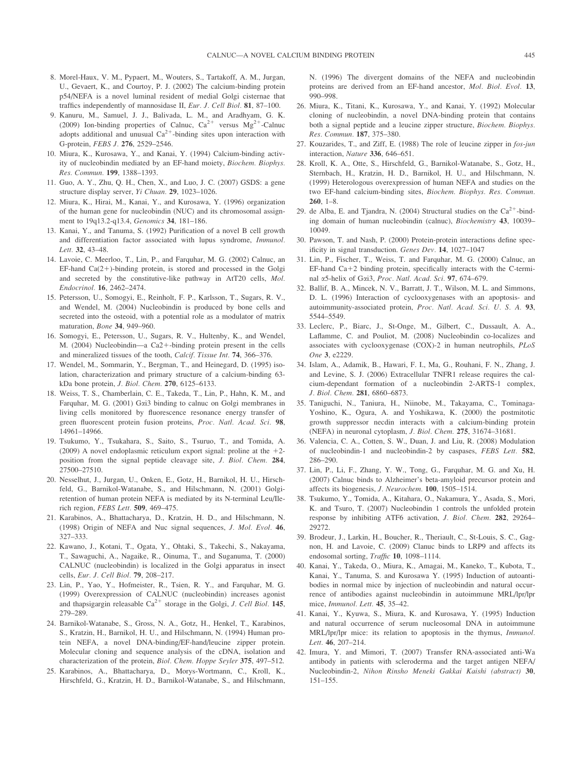8. Morel-Haux, V. M., Pypaert, M., Wouters, S., Tartakoff, A. M., Jurgan, U., Gevaert, K., and Courtoy, P. J. (2002) The calcium-binding protein p54/NEFA is a novel luminal resident of medial Golgi cisternae that traffics independently of mannosidase II, *Eur. J. Cell Biol.* **81**, 87–100.
9. Kanuru, M., Samuel, J. J., Balivada, L. M., and Aradhyam, G. K. (2009) Ion-binding properties of Calnuc, $Ca^{2+}$ versus $Mg^{2+}$-Calnuc adopts additional and unusual $Ca^{2+}$-binding sites upon interaction with G-protein, *FEBS J.* **276**, 2529–2546.
10. Miura, K., Kurosawa, Y., and Kanai, Y. (1994) Calcium-binding activity of nucleobindin mediated by an EF-hand moiety, *Biochem. Biophys. Res. Commun.* **199**, 1388–1393.
11. Guo, A. Y., Zhu, Q. H., Chen, X., and Luo, J. C. (2007) GSDS: a gene structure display server, *Yi Chuan.* **29**, 1023–1026.
12. Miura, K., Hirai, M., Kanai, Y., and Kurosawa, Y. (1996) organization of the human gene for nucleobindin (NUC) and its chromosomal assignment to 19q13.2-q13.4, *Genomics* **34**, 181–186.
13. Kanai, Y., and Tanuma, S. (1992) Purification of a novel B cell growth and differentiation factor associated with lupus syndrome, *Immunol. Lett.* **32**, 43–48.
14. Lavoie, C. Meerloo, T., Lin, P., and Farquhar, M. G. (2002) Calnuc, an EF-hand Ca(2+)-binding protein, is stored and processed in the Golgi and secreted by the constitutive-like pathway in AtT20 cells, *Mol. Endocrinol.* **16**, 2462–2474.
15. Petersson, U., Somogyi, E., Reinholt, F. P., Karlsson, T., Sugars, R. V., and Wendel, M. (2004) Nucleobindin is produced by bone cells and secreted into the osteoid, with a potential role as a modulator of matrix maturation, *Bone* **34**, 949–960.
16. Somogyi, E., Petersson, U., Sugars, R. V., Hultenby, K., and Wendel, M. (2004) Nucleobindin—a Ca2+-binding protein present in the cells and mineralized tissues of the tooth, *Calcif. Tissue Int.* **74**, 366–376.
17. Wendel, M., Sommarin, Y., Bergman, T., and Heinegard, D. (1995) isolation, characterization and primary structure of a calcium-binding 63-kDa bone protein, *J. Biol. Chem.* **270**, 6125–6133.
18. Weiss, T. S., Chamberlain, C. E., Takeda, T., Lin, P., Hahn, K. M., and Farquhar, M. G. (2001) Gαi3 binding to calnuc on Golgi membranes in living cells monitored by fluorescence resonance energy transfer of green fluorescent protein fusion proteins, *Proc. Natl. Acad. Sci.* **98**, 14961–14966.
19. Tsukumo, Y., Tsukahara, S., Saito, S., Tsuruo, T., and Tomida, A. (2009) A novel endoplasmic reticulum export signal: proline at the +2-position from the signal peptide cleavage site, *J. Biol. Chem.* **284**, 27500–27510.
20. Nesselhut, J., Jurgan, U., Onken, E., Gotz, H., Barnikol, H. U., Hirschfeld, G., Barnikol-Watanabe, S., and Hilschmann, N. (2001) Golgi-retention of human protein NEFA is mediated by its N-terminal Leu/Ile-rich region, *FEBS Lett.* **509**, 469–475.
21. Karabinos, A., Bhattacharya, D., Kratzin, H. D., and Hilschmann, N. (1998) Origin of NEFA and Nuc signal sequences, *J. Mol. Evol.* **46**, 327–333.
22. Kawano, J., Kotani, T., Ogata, Y., Ohtaki, S., Takechi, S., Nakayama, T., Sawaguchi, A., Nagaike, R., Oinuma, T., and Suganuma, T. (2000) CALNUC (nucleobindin) is localized in the Golgi apparatus in insect cells, *Eur. J. Cell Biol.* **79**, 208–217.
23. Lin, P., Yao, Y., Hofmeister, R., Tsien, R. Y., and Farquhar, M. G. (1999) Overexpression of CALNUC (nucleobindin) increases agonist and thapsigargin releasable $Ca^{2+}$ storage in the Golgi, *J. Cell Biol.* **145**, 279–289.
24. Barnikol-Watanabe, S., Gross, N. A., Gotz, H., Henkel, T., Karabinos, S., Kratzin, H., Barnikol, H. U., and Hilschmann, N. (1994) Human protein NEFA, a novel DNA-binding/EF-hand/leucine zipper protein. Molecular cloning and sequence analysis of the cDNA, isolation and characterization of the protein, *Biol. Chem. Hoppe Seyler* **375**, 497–512.
25. Karabinos, A., Bhattacharya, D., Morys-Wortmann, C., Kroll, K., Hirschfeld, G., Kratzin, H. D., Barnikol-Watanabe, S., and Hilschmann, N. (1996) The divergent domains of the NEFA and nucleobindin proteins are derived from an EF-hand ancestor, *Mol. Biol. Evol.* **13**, 990–998.
26. Miura, K., Titani, K., Kurosawa, Y., and Kanai, Y. (1992) Molecular cloning of nucleobindin, a novel DNA-binding protein that contains both a signal peptide and a leucine zipper structure, *Biochem. Biophys. Res. Commun.* **187**, 375–380.
27. Kouzarides, T., and Ziff, E. (1988) The role of leucine zipper in *fos-jun* interaction, *Nature* **336**, 646–651.
28. Kroll, K. A., Otte, S., Hirschfeld, G., Barnikol-Watanabe, S., Gotz, H., Sternbach, H., Kratzin, H. D., Barnikol, H. U., and Hilschmann, N. (1999) Heterologous overexpression of human NEFA and studies on the two EF-hand calcium-binding sites, *Biochem. Biophys. Res. Commun.* **260**, 1–8.
29. de Alba, E. and Tjandra, N. (2004) Structural studies on the $Ca^{2+}$-binding domain of human nucleobindin (calnuc), *Biochemistry* **43**, 10039–10049.
30. Pawson, T. and Nash, P. (2000) Protein-protein interactions define specificity in signal transduction. *Genes Dev.* **14**, 1027–1047
31. Lin, P., Fischer, T., Weiss, T. and Farquhar, M. G. (2000) Calnuc, an EF-hand Ca+2 binding protein, specifically interacts with the C-terminal α5-helix of Gαi3, *Proc. Natl. Acad. Sci.* **97**, 674–679.
32. Ballif, B. A., Mincek, N. V., Barratt, J. T., Wilson, M. L. and Simmons, D. L. (1996) Interaction of cyclooxygenases with an apoptosis- and autoimmunity-associated protein, *Proc. Natl. Acad. Sci. U. S. A.* **93**, 5544–5549.
33. Leclerc, P., Biarc, J., St-Onge, M., Gilbert, C., Dussault, A. A., Laflamme, C. and Pouliot, M. (2008) Nucleobindin co-localizes and associates with cyclooxygenase (COX)-2 in human neutrophils, *PLoS One* **3**, e2229.
34. Islam, A., Adamik, B., Hawari, F. I., Ma, G., Rouhani, F. N., Zhang, J. and Levine, S. J. (2006) Extracellular TNFR1 release requires the calcium-dependant formation of a nucleobindin 2-ARTS-1 complex, *J. Biol. Chem.* **281**, 6860–6873.
35. Taniguchi, N., Taniura, H., Niinobe, M., Takayama, C., Tominaga-Yoshino, K., Ogura, A. and Yoshikawa, K. (2000) the postmitotic growth suppressor necdin interacts with a calcium-binding protein (NEFA) in neuronal cytoplasm, *J. Biol. Chem.* **275**, 31674–31681.
36. Valencia, C. A., Cotten, S. W., Duan, J. and Liu, R. (2008) Modulation of nucleobindin-1 and nucleobindin-2 by caspases, *FEBS Lett.* **582**, 286–290.
37. Lin, P., Li, F., Zhang, Y. W., Tong, G., Farquhar, M. G. and Xu, H. (2007) Calnuc binds to Alzheimer's beta-amyloid precursor protein and affects its biogenesis, *J. Neurochem.* **100**, 1505–1514.
38. Tsukumo, Y., Tomida, A., Kitahara, O., Nakamura, Y., Asada, S., Mori, K. and Tsuro, T. (2007) Nucleobindin 1 controls the unfolded protein response by inhibiting ATF6 activation, *J. Biol. Chem.* **282**, 29264–29272.
39. Brodeur, J., Larkin, H., Boucher, R., Theriault, C., St-Louis, S. C., Gagnon, H. and Lavoie, C. (2009) Clanuc binds to LRP9 and affects its endosomal sorting, *Traffic* **10**, 1098–1114.
40. Kanai, Y., Takeda, O., Miura, K., Amagai, M., Kaneko, T., Kubota, T., Kanai, Y., Tanuma, S. and Kurosawa Y. (1995) Induction of autoantibodies in normal mice by injection of nucleobindin and natural occurrence of antibodies against nucleobindin in autoimmune MRL/lpr/lpr mice, *Immunol. Lett.* **45**, 35–42.
41. Kanai, Y., Kyuwa, S., Miura, K. and Kurosawa, Y. (1995) Induction and natural occurrence of serum nucleosomal DNA in autoimmune MRL/lpr/lpr mice: its relation to apoptosis in the thymus, *Immunol. Lett.* **46**, 207–214.
42. Imura, Y. and Mimori, T. (2007) Transfer RNA-associated anti-Wa antibody in patients with scleroderma and the target antigen NEFA/Nucleobindin-2, *Nihon Rinsho Meneki Gakkai Kaishi (abstract)* **30**, 151–155.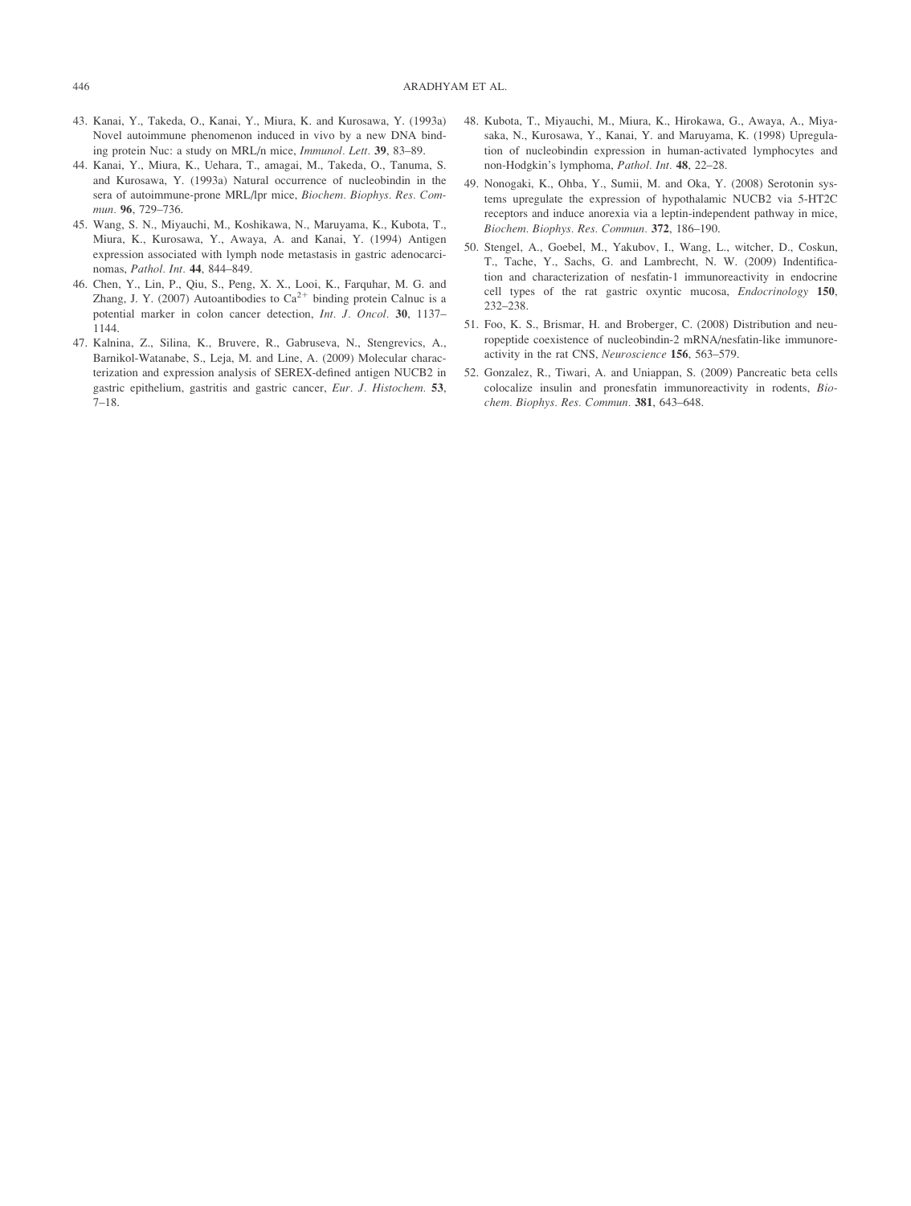43. Kanai, Y., Takeda, O., Kanai, Y., Miura, K. and Kurosawa, Y. (1993a) Novel autoimmune phenomenon induced in vivo by a new DNA binding protein Nuc: a study on MRL/n mice, *Immunol. Lett.* **39**, 83–89.
44. Kanai, Y., Miura, K., Uehara, T., amagai, M., Takeda, O., Tanuma, S. and Kurosawa, Y. (1993a) Natural occurrence of nucleobindin in the sera of autoimmune-prone MRL/lpr mice, *Biochem. Biophys. Res. Commun.* **96**, 729–736.
45. Wang, S. N., Miyauchi, M., Koshikawa, N., Maruyama, K., Kubota, T., Miura, K., Kurosawa, Y., Awaya, A. and Kanai, Y. (1994) Antigen expression associated with lymph node metastasis in gastric adenocarcinomas, *Pathol. Int.* **44**, 844–849.
46. Chen, Y., Lin, P., Qiu, S., Peng, X. X., Looi, K., Farquhar, M. G. and Zhang, J. Y. (2007) Autoantibodies to $Ca^{2+}$ binding protein Calnuc is a potential marker in colon cancer detection, *Int. J. Oncol.* **30**, 1137–1144.
47. Kalnina, Z., Silina, K., Bruvere, R., Gabruseva, N., Stengrevics, A., Barnikol-Watanabe, S., Leja, M. and Line, A. (2009) Molecular characterization and expression analysis of SEREX-defined antigen NUCB2 in gastric epithelium, gastritis and gastric cancer, *Eur. J. Histochem.* **53**, 7–18.
48. Kubota, T., Miyauchi, M., Miura, K., Hirokawa, G., Awaya, A., Miyasaka, N., Kurosawa, Y., Kanai, Y. and Maruyama, K. (1998) Upregulation of nucleobindin expression in human-activated lymphocytes and non-Hodgkin's lymphoma, *Pathol. Int.* **48**, 22–28.
49. Nonogaki, K., Ohba, Y., Sumii, M. and Oka, Y. (2008) Serotonin systems upregulate the expression of hypothalamic NUCB2 via 5-HT2C receptors and induce anorexia via a leptin-independent pathway in mice, *Biochem. Biophys. Res. Commun.* **372**, 186–190.
50. Stengel, A., Goebel, M., Yakubov, I., Wang, L., witcher, D., Coskun, T., Tache, Y., Sachs, G. and Lambrecht, N. W. (2009) Indentification and characterization of nesfatin-1 immunoreactivity in endocrine cell types of the rat gastric oxyntic mucosa, *Endocrinology* **150**, 232–238.
51. Foo, K. S., Brismar, H. and Broberger, C. (2008) Distribution and neuropeptide coexistence of nucleobindin-2 mRNA/nesfatin-like immunoreactivity in the rat CNS, *Neuroscience* **156**, 563–579.
52. Gonzalez, R., Tiwari, A. and Uniappan, S. (2009) Pancreatic beta cells colocalize insulin and pronesfatin immunoreactivity in rodents, *Biochem. Biophys. Res. Commun.* **381**, 643–648.